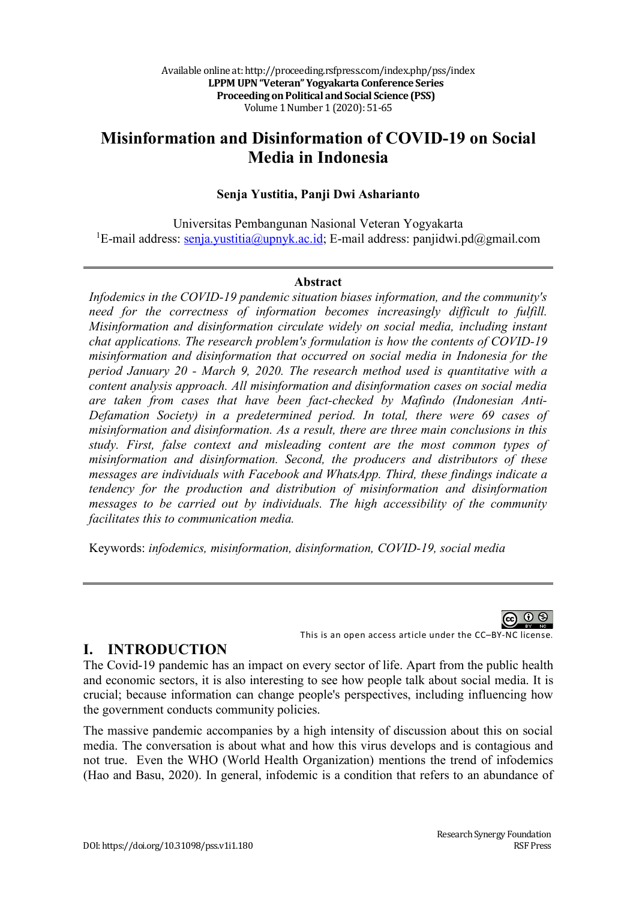# Misinformation and Disinformation of COVID-19 on Social Media in Indonesia

**Senja Yustitia, Panji Dwi Asharianto**

Universitas Pembangunan Nasional Veteran Yogyakarta
[1]E-mail address: senja.yustitia@upnyk.ac.id; E-mail address: panjidwi.pd@gmail.com

---

**Abstract**

*Infodemics in the COVID-19 pandemic situation biases information, and the community's need for the correctness of information becomes increasingly difficult to fulfill. Misinformation and disinformation circulate widely on social media, including instant chat applications. The research problem's formulation is how the contents of COVID-19 misinformation and disinformation that occurred on social media in Indonesia for the period January 20 - March 9, 2020. The research method used is quantitative with a content analysis approach. All misinformation and disinformation cases on social media are taken from cases that have been fact-checked by Mafindo (Indonesian Anti-Defamation Society) in a predetermined period. In total, there were 69 cases of misinformation and disinformation. As a result, there are three main conclusions in this study. First, false context and misleading content are the most common types of misinformation and disinformation. Second, the producers and distributors of these messages are individuals with Facebook and WhatsApp. Third, these findings indicate a tendency for the production and distribution of misinformation and disinformation messages to be carried out by individuals. The high accessibility of the community facilitates this to communication media.*

Keywords: *infodemics, misinformation, disinformation, COVID-19, social media*

---

This is an open access article under the CC–BY-NC license.

## I. INTRODUCTION

The Covid-19 pandemic has an impact on every sector of life. Apart from the public health and economic sectors, it is also interesting to see how people talk about social media. It is crucial; because information can change people's perspectives, including influencing how the government conducts community policies.

The massive pandemic accompanies by a high intensity of discussion about this on social media. The conversation is about what and how this virus develops and is contagious and not true. Even the WHO (World Health Organization) mentions the trend of infodemics (Hao and Basu, 2020). In general, infodemic is a condition that refers to an abundance of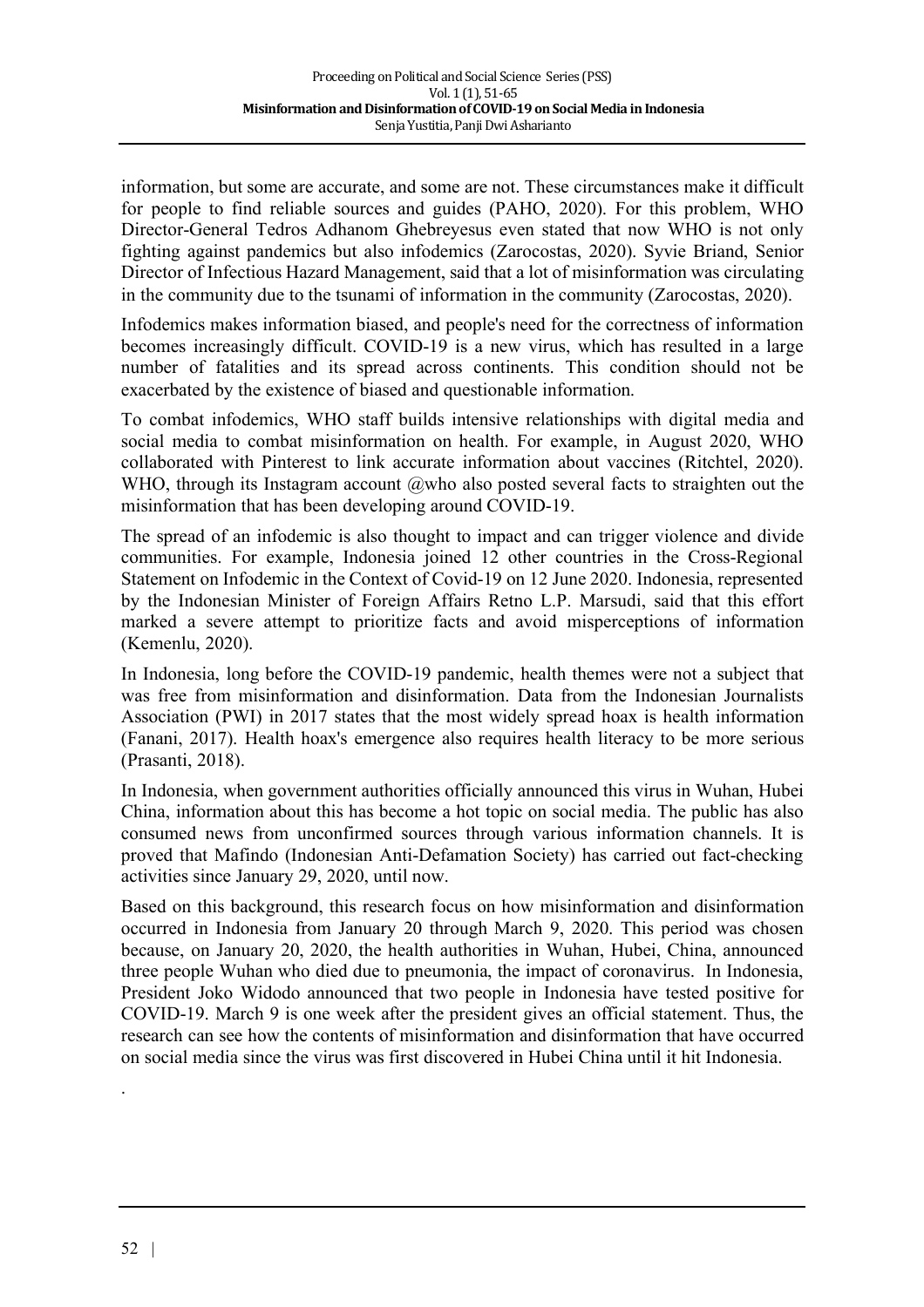information, but some are accurate, and some are not. These circumstances make it difficult for people to find reliable sources and guides (PAHO, 2020). For this problem, WHO Director-General Tedros Adhanom Ghebreyesus even stated that now WHO is not only fighting against pandemics but also infodemics (Zarocostas, 2020). Syvie Briand, Senior Director of Infectious Hazard Management, said that a lot of misinformation was circulating in the community due to the tsunami of information in the community (Zarocostas, 2020).

Infodemics makes information biased, and people's need for the correctness of information becomes increasingly difficult. COVID-19 is a new virus, which has resulted in a large number of fatalities and its spread across continents. This condition should not be exacerbated by the existence of biased and questionable information.

To combat infodemics, WHO staff builds intensive relationships with digital media and social media to combat misinformation on health. For example, in August 2020, WHO collaborated with Pinterest to link accurate information about vaccines (Ritchtel, 2020). WHO, through its Instagram account @who also posted several facts to straighten out the misinformation that has been developing around COVID-19.

The spread of an infodemic is also thought to impact and can trigger violence and divide communities. For example, Indonesia joined 12 other countries in the Cross-Regional Statement on Infodemic in the Context of Covid-19 on 12 June 2020. Indonesia, represented by the Indonesian Minister of Foreign Affairs Retno L.P. Marsudi, said that this effort marked a severe attempt to prioritize facts and avoid misperceptions of information (Kemenlu, 2020).

In Indonesia, long before the COVID-19 pandemic, health themes were not a subject that was free from misinformation and disinformation. Data from the Indonesian Journalists Association (PWI) in 2017 states that the most widely spread hoax is health information (Fanani, 2017). Health hoax's emergence also requires health literacy to be more serious (Prasanti, 2018).

In Indonesia, when government authorities officially announced this virus in Wuhan, Hubei China, information about this has become a hot topic on social media. The public has also consumed news from unconfirmed sources through various information channels. It is proved that Mafindo (Indonesian Anti-Defamation Society) has carried out fact-checking activities since January 29, 2020, until now.

Based on this background, this research focus on how misinformation and disinformation occurred in Indonesia from January 20 through March 9, 2020. This period was chosen because, on January 20, 2020, the health authorities in Wuhan, Hubei, China, announced three people Wuhan who died due to pneumonia, the impact of coronavirus. In Indonesia, President Joko Widodo announced that two people in Indonesia have tested positive for COVID-19. March 9 is one week after the president gives an official statement. Thus, the research can see how the contents of misinformation and disinformation that have occurred on social media since the virus was first discovered in Hubei China until it hit Indonesia.

.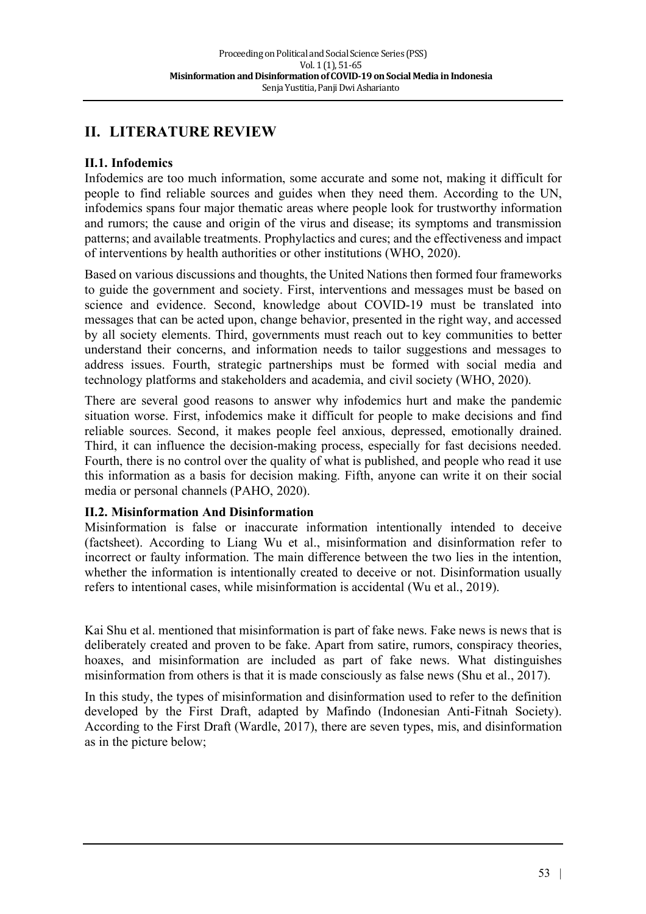# II. LITERATURE REVIEW

## II.1. Infodemics

Infodemics are too much information, some accurate and some not, making it difficult for people to find reliable sources and guides when they need them. According to the UN, infodemics spans four major thematic areas where people look for trustworthy information and rumors; the cause and origin of the virus and disease; its symptoms and transmission patterns; and available treatments. Prophylactics and cures; and the effectiveness and impact of interventions by health authorities or other institutions (WHO, 2020).

Based on various discussions and thoughts, the United Nations then formed four frameworks to guide the government and society. First, interventions and messages must be based on science and evidence. Second, knowledge about COVID-19 must be translated into messages that can be acted upon, change behavior, presented in the right way, and accessed by all society elements. Third, governments must reach out to key communities to better understand their concerns, and information needs to tailor suggestions and messages to address issues. Fourth, strategic partnerships must be formed with social media and technology platforms and stakeholders and academia, and civil society (WHO, 2020).

There are several good reasons to answer why infodemics hurt and make the pandemic situation worse. First, infodemics make it difficult for people to make decisions and find reliable sources. Second, it makes people feel anxious, depressed, emotionally drained. Third, it can influence the decision-making process, especially for fast decisions needed. Fourth, there is no control over the quality of what is published, and people who read it use this information as a basis for decision making. Fifth, anyone can write it on their social media or personal channels (PAHO, 2020).

## II.2. Misinformation And Disinformation

Misinformation is false or inaccurate information intentionally intended to deceive (factsheet). According to Liang Wu et al., misinformation and disinformation refer to incorrect or faulty information. The main difference between the two lies in the intention, whether the information is intentionally created to deceive or not. Disinformation usually refers to intentional cases, while misinformation is accidental (Wu et al., 2019).

Kai Shu et al. mentioned that misinformation is part of fake news. Fake news is news that is deliberately created and proven to be fake. Apart from satire, rumors, conspiracy theories, hoaxes, and misinformation are included as part of fake news. What distinguishes misinformation from others is that it is made consciously as false news (Shu et al., 2017).

In this study, the types of misinformation and disinformation used to refer to the definition developed by the First Draft, adapted by Mafindo (Indonesian Anti-Fitnah Society). According to the First Draft (Wardle, 2017), there are seven types, mis, and disinformation as in the picture below;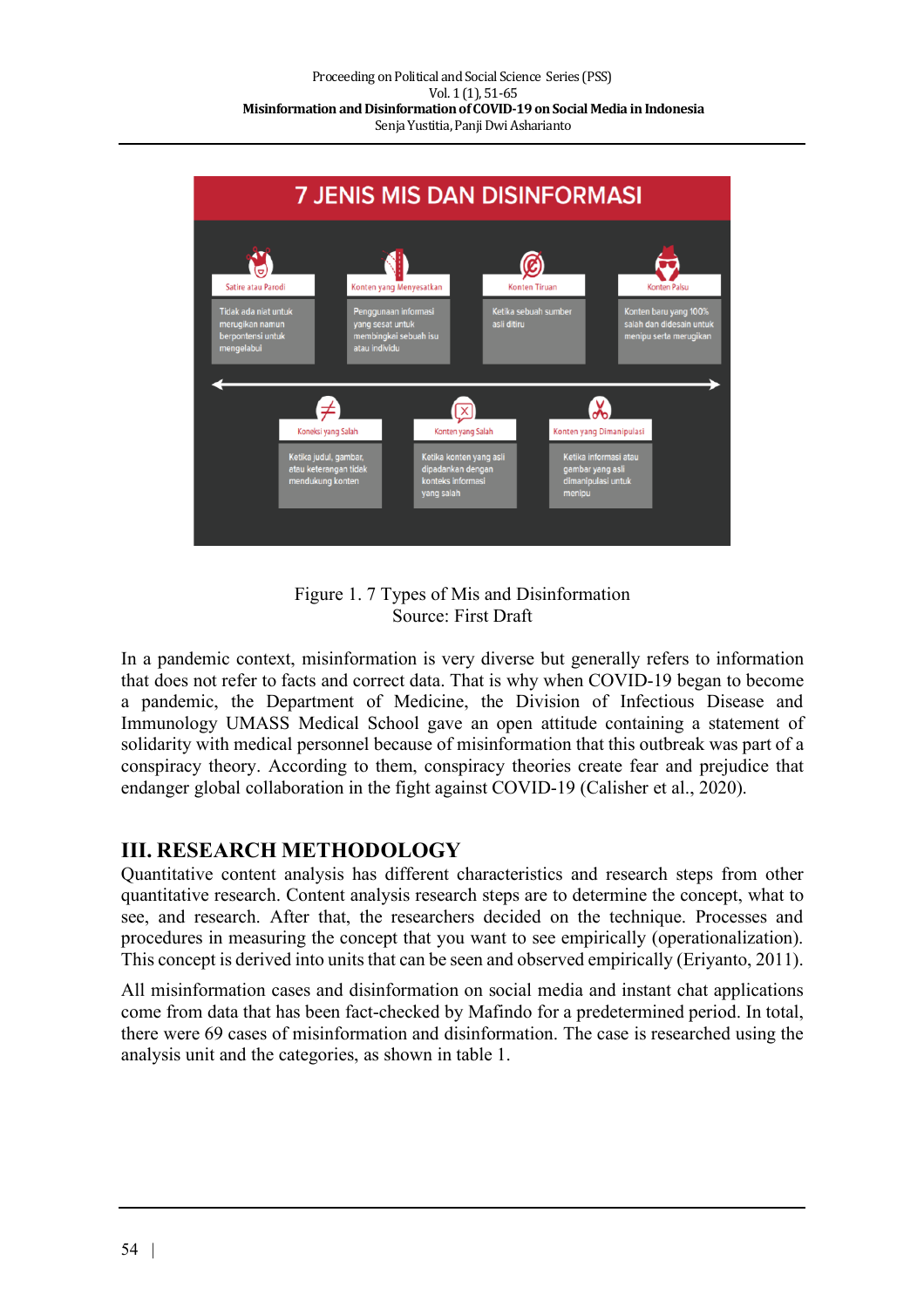Figure 1. 7 Types of Mis and Disinformation
Source: First Draft

In a pandemic context, misinformation is very diverse but generally refers to information that does not refer to facts and correct data. That is why when COVID-19 began to become a pandemic, the Department of Medicine, the Division of Infectious Disease and Immunology UMASS Medical School gave an open attitude containing a statement of solidarity with medical personnel because of misinformation that this outbreak was part of a conspiracy theory. According to them, conspiracy theories create fear and prejudice that endanger global collaboration in the fight against COVID-19 (Calisher et al., 2020).

## III. RESEARCH METHODOLOGY

Quantitative content analysis has different characteristics and research steps from other quantitative research. Content analysis research steps are to determine the concept, what to see, and research. After that, the researchers decided on the technique. Processes and procedures in measuring the concept that you want to see empirically (operationalization). This concept is derived into units that can be seen and observed empirically (Eriyanto, 2011).

All misinformation cases and disinformation on social media and instant chat applications come from data that has been fact-checked by Mafindo for a predetermined period. In total, there were 69 cases of misinformation and disinformation. The case is researched using the analysis unit and the categories, as shown in table 1.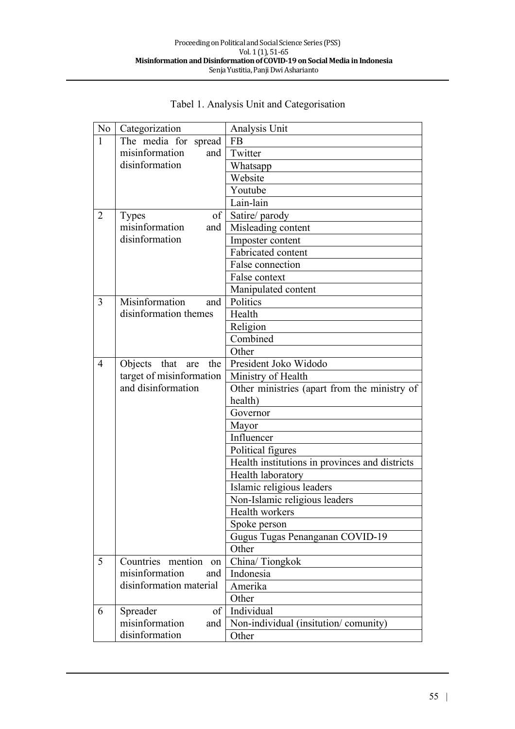Tabel 1. Analysis Unit and Categorisation

| No | Categorization | Analysis Unit |
|---|---|---|
| 1 | The media for spread misinformation and disinformation | FB |
| | | Twitter |
| | | Whatsapp |
| | | Website |
| | | Youtube |
| | | Lain-lain |
| 2 | Types of misinformation and disinformation | Satire/ parody |
| | | Misleading content |
| | | Imposter content |
| | | Fabricated content |
| | | False connection |
| | | False context |
| | | Manipulated content |
| 3 | Misinformation and disinformation themes | Politics |
| | | Health |
| | | Religion |
| | | Combined |
| | | Other |
| 4 | Objects that are the target of misinformation and disinformation | President Joko Widodo |
| | | Ministry of Health |
| | | Other ministries (apart from the ministry of health) |
| | | Governor |
| | | Mayor |
| | | Influencer |
| | | Political figures |
| | | Health institutions in provinces and districts |
| | | Health laboratory |
| | | Islamic religious leaders |
| | | Non-Islamic religious leaders |
| | | Health workers |
| | | Spoke person |
| | | Gugus Tugas Penanganan COVID-19 |
| | | Other |
| 5 | Countries mention on misinformation and disinformation material | China/ Tiongkok |
| | | Indonesia |
| | | Amerika |
| | | Other |
| 6 | Spreader of misinformation and disinformation | Individual |
| | | Non-individual (insitution/ comunity) |
| | | Other |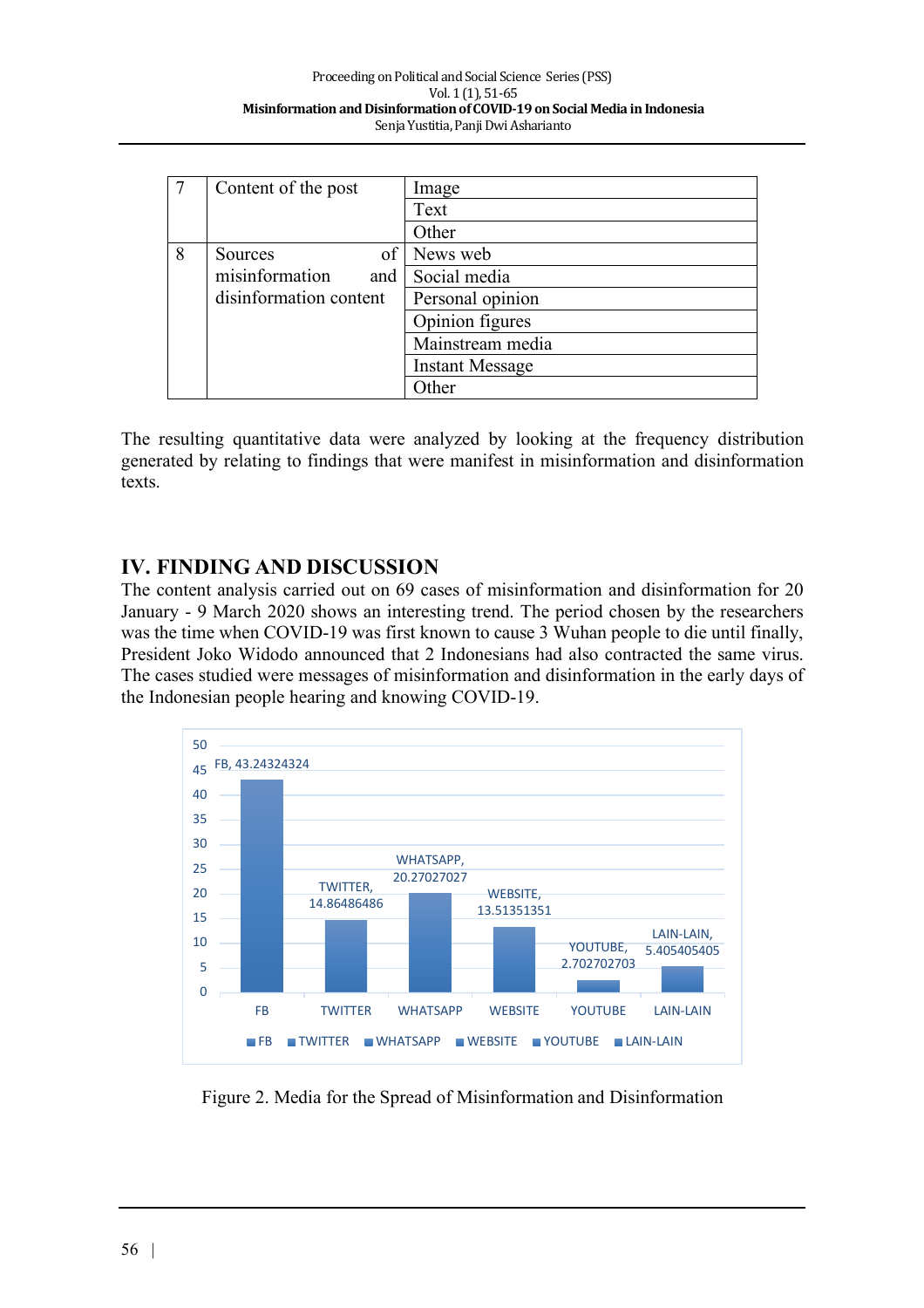| 7 | Content of the post | Image |
|---|---|---|
| | | Text |
| | | Other |
| 8 | Sources of misinformation and disinformation content | News web |
| | | Social media |
| | | Personal opinion |
| | | Opinion figures |
| | | Mainstream media |
| | | Instant Message |
| | | Other |

The resulting quantitative data were analyzed by looking at the frequency distribution generated by relating to findings that were manifest in misinformation and disinformation texts.

## IV. FINDING AND DISCUSSION

The content analysis carried out on 69 cases of misinformation and disinformation for 20 January - 9 March 2020 shows an interesting trend. The period chosen by the researchers was the time when COVID-19 was first known to cause 3 Wuhan people to die until finally, President Joko Widodo announced that 2 Indonesians had also contracted the same virus. The cases studied were messages of misinformation and disinformation in the early days of the Indonesian people hearing and knowing COVID-19.

| Media | Percentage |
|---|---|
| FB | 43.24324324 |
| TWITTER | 14.86486486 |
| WHATSAPP | 20.27027027 |
| WEBSITE | 13.51351351 |
| YOUTUBE | 2.702702703 |
| LAIN-LAIN | 5.405405405 |

Figure 2. Media for the Spread of Misinformation and Disinformation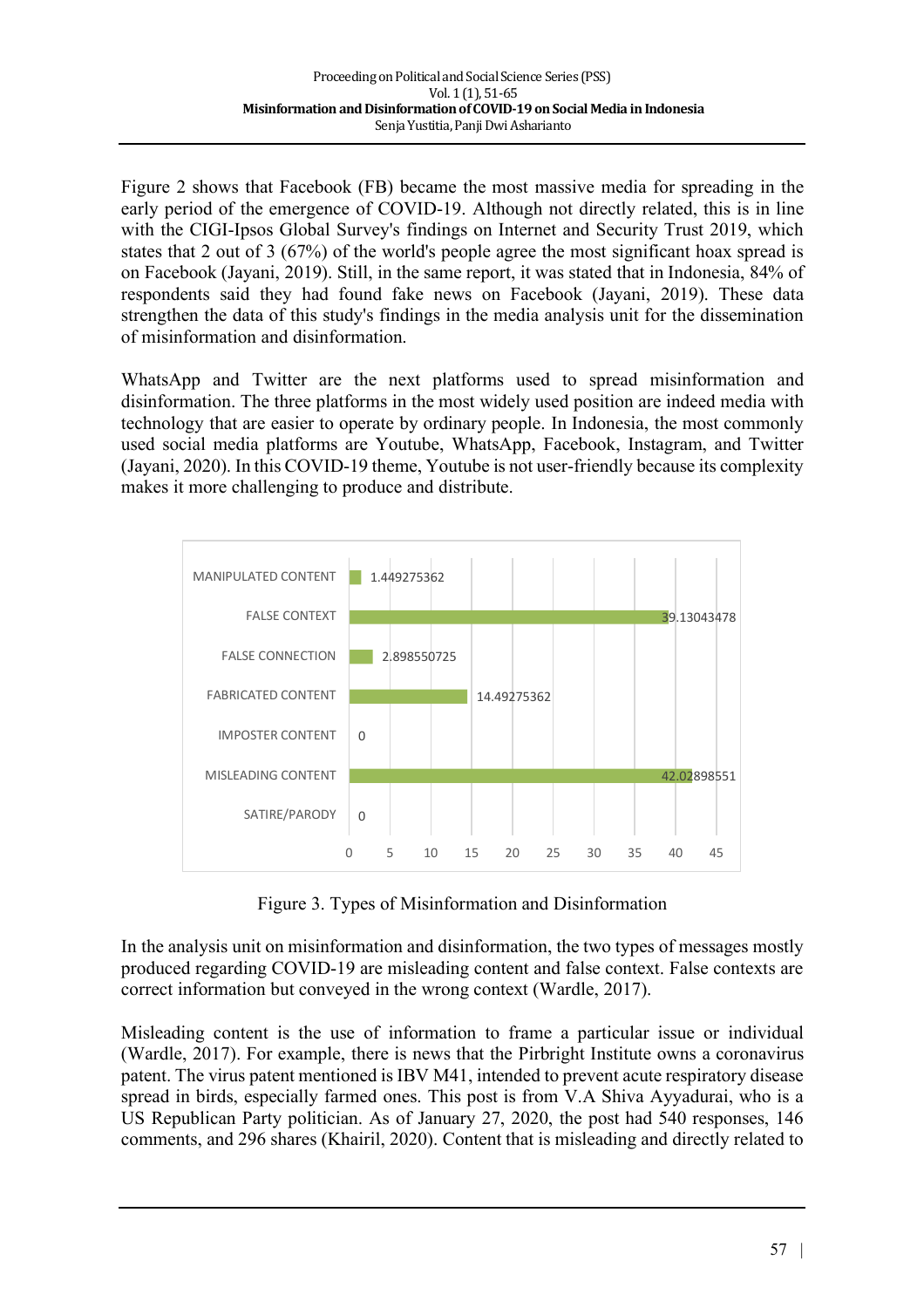Figure 2 shows that Facebook (FB) became the most massive media for spreading in the early period of the emergence of COVID-19. Although not directly related, this is in line with the CIGI-Ipsos Global Survey's findings on Internet and Security Trust 2019, which states that 2 out of 3 (67%) of the world's people agree the most significant hoax spread is on Facebook (Jayani, 2019). Still, in the same report, it was stated that in Indonesia, 84% of respondents said they had found fake news on Facebook (Jayani, 2019). These data strengthen the data of this study's findings in the media analysis unit for the dissemination of misinformation and disinformation.

WhatsApp and Twitter are the next platforms used to spread misinformation and disinformation. The three platforms in the most widely used position are indeed media with technology that are easier to operate by ordinary people. In Indonesia, the most commonly used social media platforms are Youtube, WhatsApp, Facebook, Instagram, and Twitter (Jayani, 2020). In this COVID-19 theme, Youtube is not user-friendly because its complexity makes it more challenging to produce and distribute.

| Type | Value |
| --- | --- |
| MANIPULATED CONTENT | 1.449275362 |
| FALSE CONTEXT | 39.13043478 |
| FALSE CONNECTION | 2.898550725 |
| FABRICATED CONTENT | 14.49275362 |
| IMPOSTER CONTENT | 0 |
| MISLEADING CONTENT | 42.02898551 |
| SATIRE/PARODY | 0 |

Figure 3. Types of Misinformation and Disinformation

In the analysis unit on misinformation and disinformation, the two types of messages mostly produced regarding COVID-19 are misleading content and false context. False contexts are correct information but conveyed in the wrong context (Wardle, 2017).

Misleading content is the use of information to frame a particular issue or individual (Wardle, 2017). For example, there is news that the Pirbright Institute owns a coronavirus patent. The virus patent mentioned is IBV M41, intended to prevent acute respiratory disease spread in birds, especially farmed ones. This post is from V.A Shiva Ayyadurai, who is a US Republican Party politician. As of January 27, 2020, the post had 540 responses, 146 comments, and 296 shares (Khairil, 2020). Content that is misleading and directly related to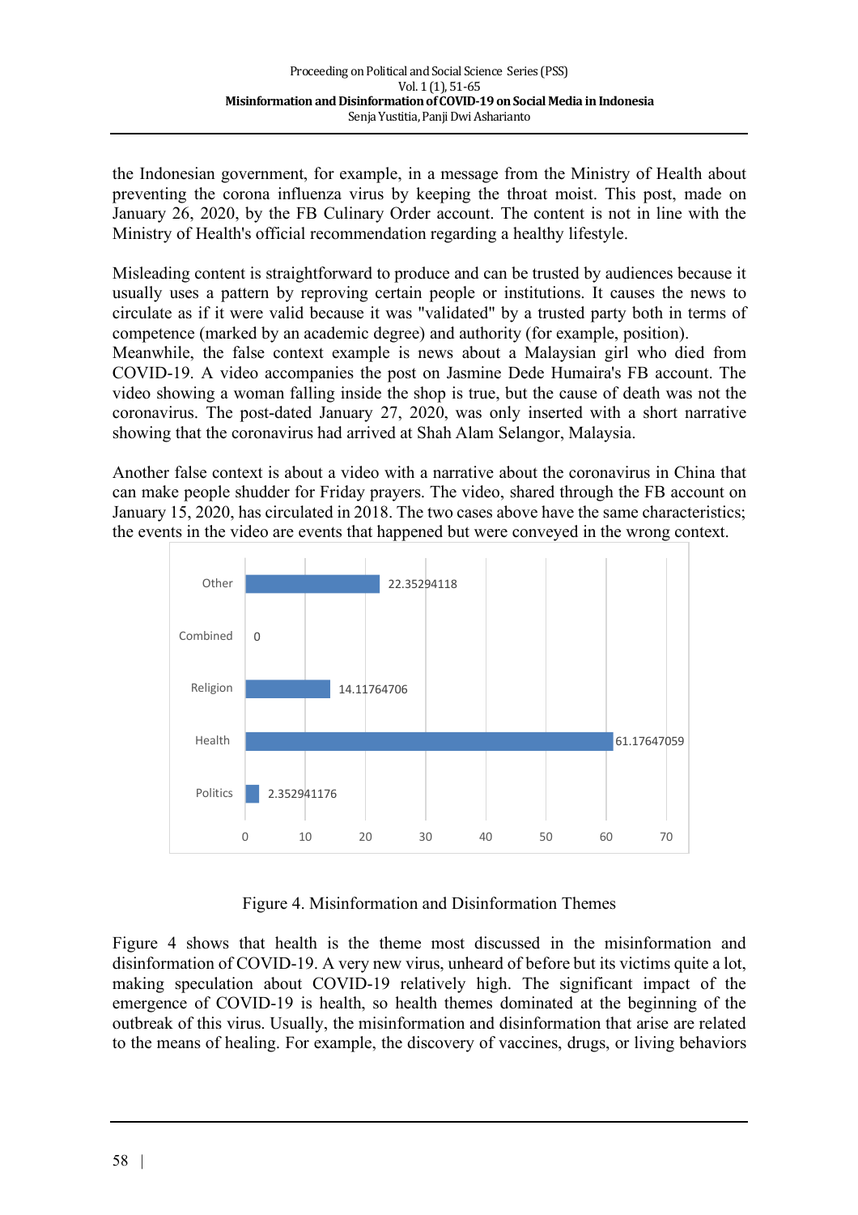the Indonesian government, for example, in a message from the Ministry of Health about preventing the corona influenza virus by keeping the throat moist. This post, made on January 26, 2020, by the FB Culinary Order account. The content is not in line with the Ministry of Health's official recommendation regarding a healthy lifestyle.

Misleading content is straightforward to produce and can be trusted by audiences because it usually uses a pattern by reproving certain people or institutions. It causes the news to circulate as if it were valid because it was "validated" by a trusted party both in terms of competence (marked by an academic degree) and authority (for example, position).
Meanwhile, the false context example is news about a Malaysian girl who died from COVID-19. A video accompanies the post on Jasmine Dede Humaira's FB account. The video showing a woman falling inside the shop is true, but the cause of death was not the coronavirus. The post-dated January 27, 2020, was only inserted with a short narrative showing that the coronavirus had arrived at Shah Alam Selangor, Malaysia.

Another false context is about a video with a narrative about the coronavirus in China that can make people shudder for Friday prayers. The video, shared through the FB account on January 15, 2020, has circulated in 2018. The two cases above have the same characteristics; the events in the video are events that happened but were conveyed in the wrong context.

| Theme | Value |
| --- | --- |
| Other | 22.35294118 |
| Combined | 0 |
| Religion | 14.11764706 |
| Health | 61.17647059 |
| Politics | 2.352941176 |

Figure 4. Misinformation and Disinformation Themes

Figure 4 shows that health is the theme most discussed in the misinformation and disinformation of COVID-19. A very new virus, unheard of before but its victims quite a lot, making speculation about COVID-19 relatively high. The significant impact of the emergence of COVID-19 is health, so health themes dominated at the beginning of the outbreak of this virus. Usually, the misinformation and disinformation that arise are related to the means of healing. For example, the discovery of vaccines, drugs, or living behaviors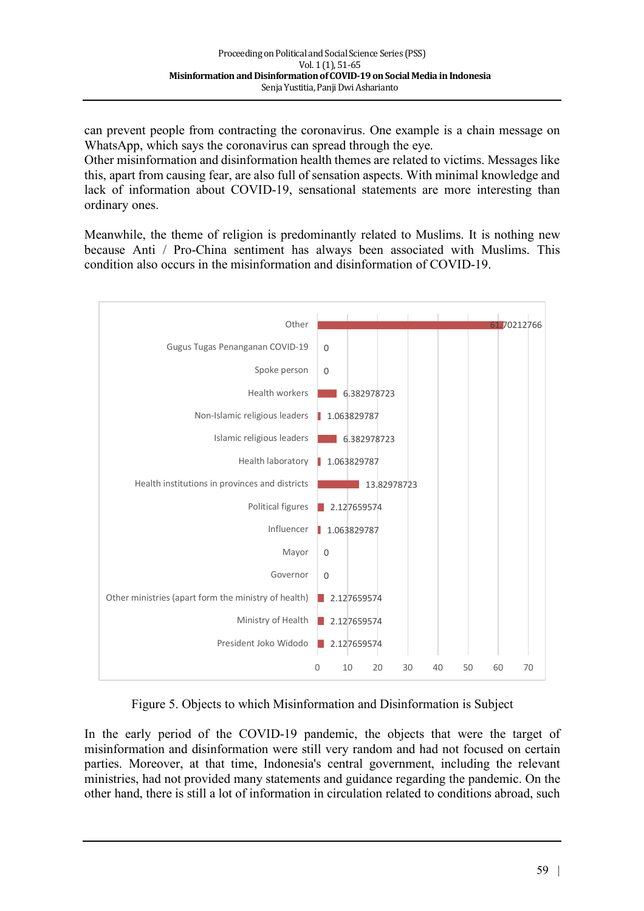can prevent people from contracting the coronavirus. One example is a chain message on WhatsApp, which says the coronavirus can spread through the eye.
Other misinformation and disinformation health themes are related to victims. Messages like this, apart from causing fear, are also full of sensation aspects. With minimal knowledge and lack of information about COVID-19, sensational statements are more interesting than ordinary ones.

Meanwhile, the theme of religion is predominantly related to Muslims. It is nothing new because Anti / Pro-China sentiment has always been associated with Muslims. This condition also occurs in the misinformation and disinformation of COVID-19.

| Object | Value |
|---|---|
| Other | 61.70212766 |
| Gugus Tugas Penanganan COVID-19 | 0 |
| Spoke person | 0 |
| Health workers | 6.382978723 |
| Non-Islamic religious leaders | 1.063829787 |
| Islamic religious leaders | 6.382978723 |
| Health laboratory | 1.063829787 |
| Health institutions in provinces and districts | 13.82978723 |
| Political figures | 2.127659574 |
| Influencer | 1.063829787 |
| Mayor | 0 |
| Governor | 0 |
| Other ministries (apart form the ministry of health) | 2.127659574 |
| Ministry of Health | 2.127659574 |
| President Joko Widodo | 2.127659574 |

Figure 5. Objects to which Misinformation and Disinformation is Subject

In the early period of the COVID-19 pandemic, the objects that were the target of misinformation and disinformation were still very random and had not focused on certain parties. Moreover, at that time, Indonesia's central government, including the relevant ministries, had not provided many statements and guidance regarding the pandemic. On the other hand, there is still a lot of information in circulation related to conditions abroad, such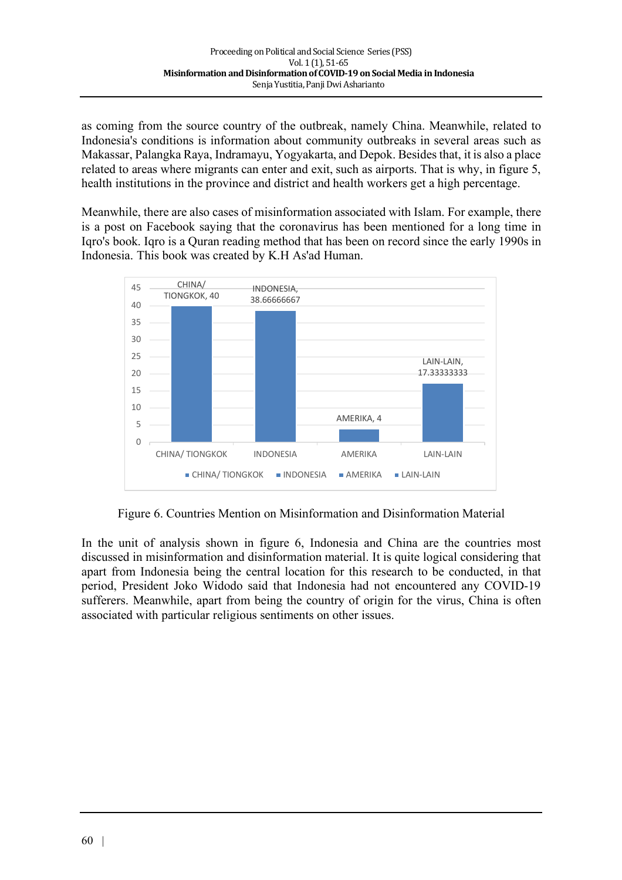as coming from the source country of the outbreak, namely China. Meanwhile, related to Indonesia's conditions is information about community outbreaks in several areas such as Makassar, Palangka Raya, Indramayu, Yogyakarta, and Depok. Besides that, it is also a place related to areas where migrants can enter and exit, such as airports. That is why, in figure 5, health institutions in the province and district and health workers get a high percentage.

Meanwhile, there are also cases of misinformation associated with Islam. For example, there is a post on Facebook saying that the coronavirus has been mentioned for a long time in Iqro's book. Iqro is a Quran reading method that has been on record since the early 1990s in Indonesia. This book was created by K.H As'ad Human.

| Country | Value |
|---|---|
| CHINA/ TIONGKOK | 40 |
| INDONESIA | 38.66666667 |
| AMERIKA | 4 |
| LAIN-LAIN | 17.33333333 |

Figure 6. Countries Mention on Misinformation and Disinformation Material

In the unit of analysis shown in figure 6, Indonesia and China are the countries most discussed in misinformation and disinformation material. It is quite logical considering that apart from Indonesia being the central location for this research to be conducted, in that period, President Joko Widodo said that Indonesia had not encountered any COVID-19 sufferers. Meanwhile, apart from being the country of origin for the virus, China is often associated with particular religious sentiments on other issues.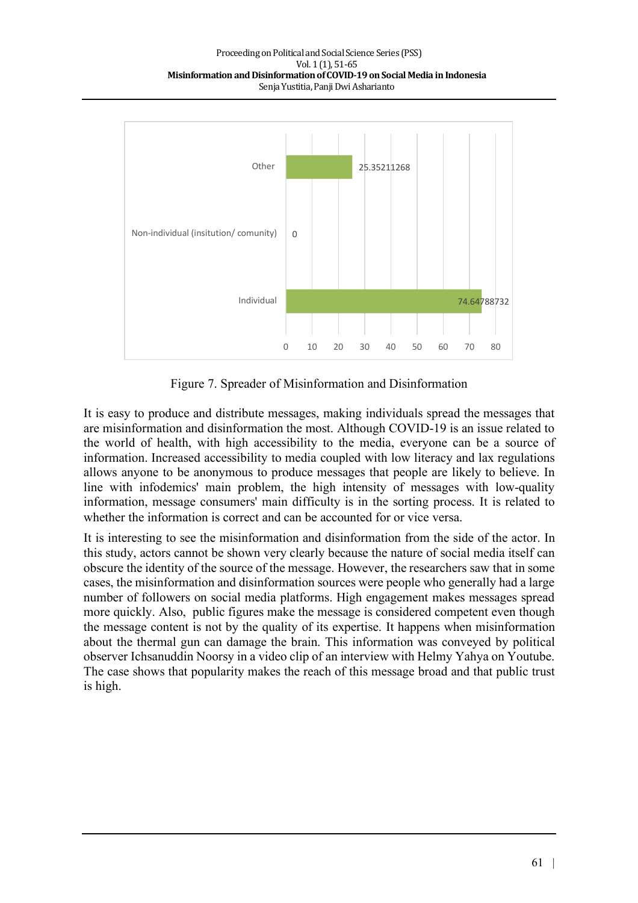Figure 7. Spreader of Misinformation and Disinformation

It is easy to produce and distribute messages, making individuals spread the messages that are misinformation and disinformation the most. Although COVID-19 is an issue related to the world of health, with high accessibility to the media, everyone can be a source of information. Increased accessibility to media coupled with low literacy and lax regulations allows anyone to be anonymous to produce messages that people are likely to believe. In line with infodemics' main problem, the high intensity of messages with low-quality information, message consumers' main difficulty is in the sorting process. It is related to whether the information is correct and can be accounted for or vice versa.

It is interesting to see the misinformation and disinformation from the side of the actor. In this study, actors cannot be shown very clearly because the nature of social media itself can obscure the identity of the source of the message. However, the researchers saw that in some cases, the misinformation and disinformation sources were people who generally had a large number of followers on social media platforms. High engagement makes messages spread more quickly. Also, public figures make the message is considered competent even though the message content is not by the quality of its expertise. It happens when misinformation about the thermal gun can damage the brain. This information was conveyed by political observer Ichsanuddin Noorsy in a video clip of an interview with Helmy Yahya on Youtube. The case shows that popularity makes the reach of this message broad and that public trust is high.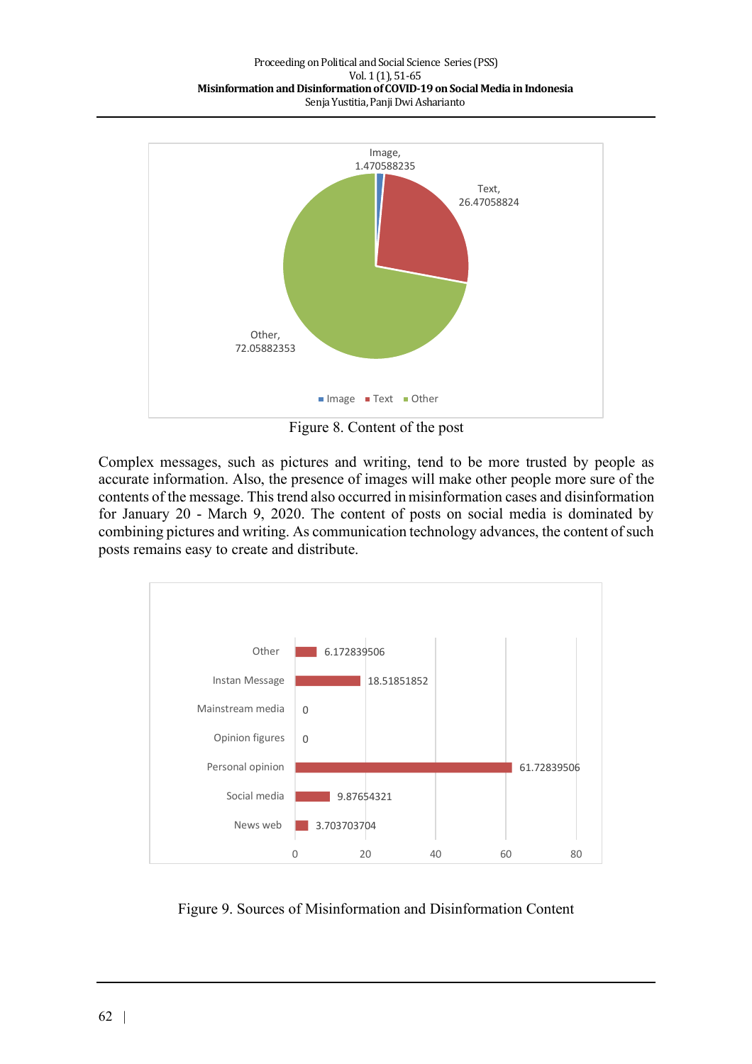Figure 8. Content of the post

Complex messages, such as pictures and writing, tend to be more trusted by people as accurate information. Also, the presence of images will make other people more sure of the contents of the message. This trend also occurred in misinformation cases and disinformation for January 20 - March 9, 2020. The content of posts on social media is dominated by combining pictures and writing. As communication technology advances, the content of such posts remains easy to create and distribute.

Figure 9. Sources of Misinformation and Disinformation Content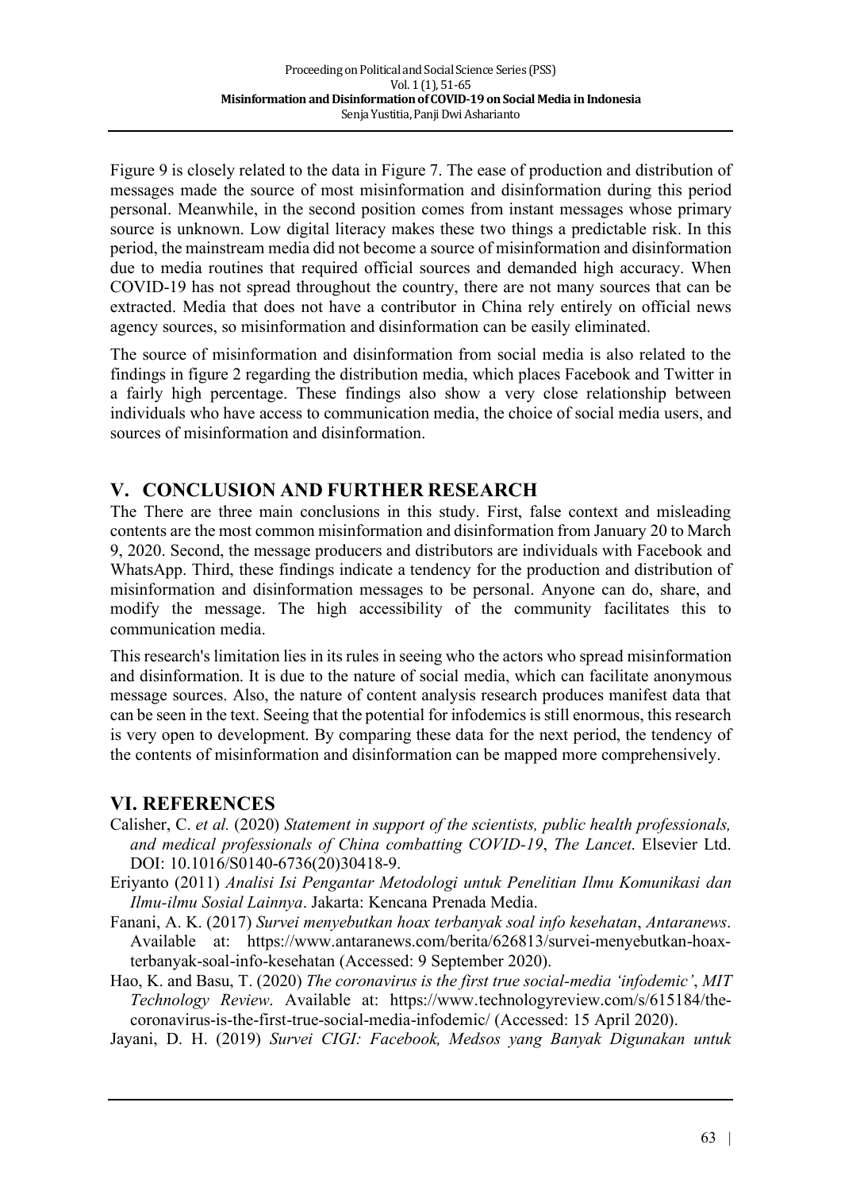Figure 9 is closely related to the data in Figure 7. The ease of production and distribution of messages made the source of most misinformation and disinformation during this period personal. Meanwhile, in the second position comes from instant messages whose primary source is unknown. Low digital literacy makes these two things a predictable risk. In this period, the mainstream media did not become a source of misinformation and disinformation due to media routines that required official sources and demanded high accuracy. When COVID-19 has not spread throughout the country, there are not many sources that can be extracted. Media that does not have a contributor in China rely entirely on official news agency sources, so misinformation and disinformation can be easily eliminated.

The source of misinformation and disinformation from social media is also related to the findings in figure 2 regarding the distribution media, which places Facebook and Twitter in a fairly high percentage. These findings also show a very close relationship between individuals who have access to communication media, the choice of social media users, and sources of misinformation and disinformation.

## V. CONCLUSION AND FURTHER RESEARCH

The There are three main conclusions in this study. First, false context and misleading contents are the most common misinformation and disinformation from January 20 to March 9, 2020. Second, the message producers and distributors are individuals with Facebook and WhatsApp. Third, these findings indicate a tendency for the production and distribution of misinformation and disinformation messages to be personal. Anyone can do, share, and modify the message. The high accessibility of the community facilitates this to communication media.

This research's limitation lies in its rules in seeing who the actors who spread misinformation and disinformation. It is due to the nature of social media, which can facilitate anonymous message sources. Also, the nature of content analysis research produces manifest data that can be seen in the text. Seeing that the potential for infodemics is still enormous, this research is very open to development. By comparing these data for the next period, the tendency of the contents of misinformation and disinformation can be mapped more comprehensively.

## VI. REFERENCES

Calisher, C. *et al.* (2020) *Statement in support of the scientists, public health professionals, and medical professionals of China combatting COVID-19*, *The Lancet*. Elsevier Ltd. DOI: 10.1016/S0140-6736(20)30418-9.

Eriyanto (2011) *Analisi Isi Pengantar Metodologi untuk Penelitian Ilmu Komunikasi dan Ilmu-ilmu Sosial Lainnya*. Jakarta: Kencana Prenada Media.

Fanani, A. K. (2017) *Survei menyebutkan hoax terbanyak soal info kesehatan*, *Antaranews*. Available at: https://www.antaranews.com/berita/626813/survei-menyebutkan-hoax-terbanyak-soal-info-kesehatan (Accessed: 9 September 2020).

Hao, K. and Basu, T. (2020) *The coronavirus is the first true social-media 'infodemic'*, *MIT Technology Review*. Available at: https://www.technologyreview.com/s/615184/the-coronavirus-is-the-first-true-social-media-infodemic/ (Accessed: 15 April 2020).

Jayani, D. H. (2019) *Survei CIGI: Facebook, Medsos yang Banyak Digunakan untuk*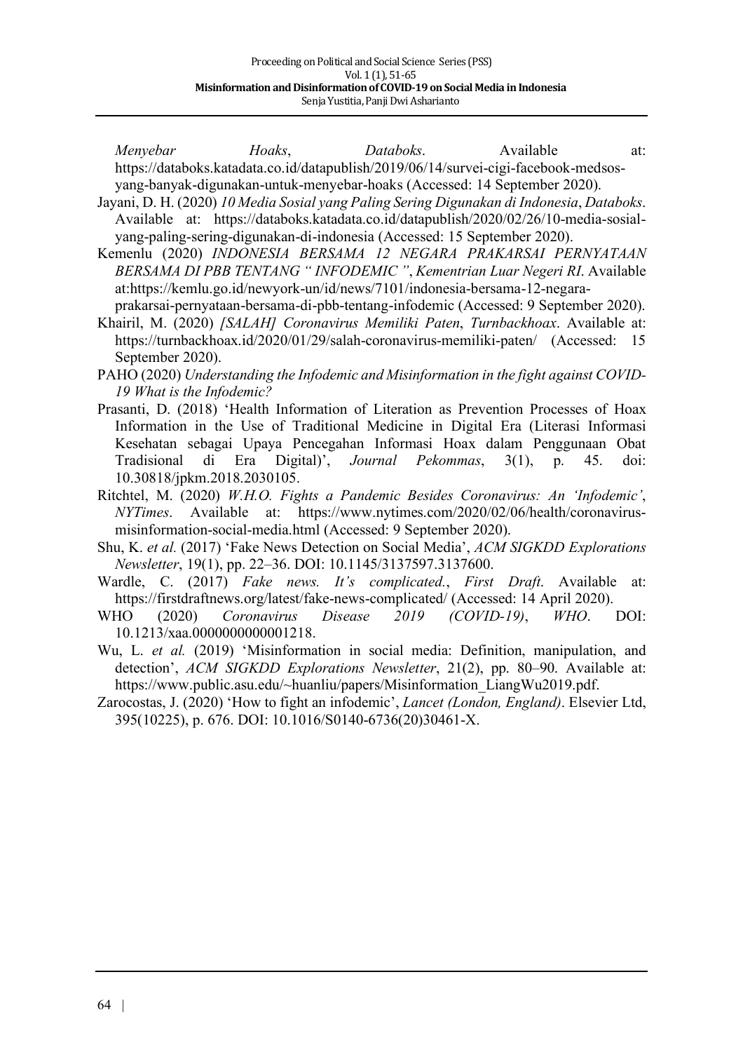*Menyebar Hoaks*, *Databoks*. Available at: https://databoks.katadata.co.id/datapublish/2019/06/14/survei-cigi-facebook-medsos-yang-banyak-digunakan-untuk-menyebar-hoaks (Accessed: 14 September 2020).

Jayani, D. H. (2020) *10 Media Sosial yang Paling Sering Digunakan di Indonesia*, *Databoks*. Available at: https://databoks.katadata.co.id/datapublish/2020/02/26/10-media-sosial-yang-paling-sering-digunakan-di-indonesia (Accessed: 15 September 2020).

Kemenlu (2020) *INDONESIA BERSAMA 12 NEGARA PRAKARSAI PERNYATAAN BERSAMA DI PBB TENTANG " INFODEMIC "*, *Kementrian Luar Negeri RI*. Available at:https://kemlu.go.id/newyork-un/id/news/7101/indonesia-bersama-12-negara-prakarsai-pernyataan-bersama-di-pbb-tentang-infodemic (Accessed: 9 September 2020).

Khairil, M. (2020) *[SALAH] Coronavirus Memiliki Paten*, *Turnbackhoax*. Available at: https://turnbackhoax.id/2020/01/29/salah-coronavirus-memiliki-paten/ (Accessed: 15 September 2020).

PAHO (2020) *Understanding the Infodemic and Misinformation in the fight against COVID-19 What is the Infodemic?*

Prasanti, D. (2018) 'Health Information of Literation as Prevention Processes of Hoax Information in the Use of Traditional Medicine in Digital Era (Literasi Informasi Kesehatan sebagai Upaya Pencegahan Informasi Hoax dalam Penggunaan Obat Tradisional di Era Digital)', *Journal Pekommas*, 3(1), p. 45. doi: 10.30818/jpkm.2018.2030105.

Ritchtel, M. (2020) *W.H.O. Fights a Pandemic Besides Coronavirus: An 'Infodemic'*, *NYTimes*. Available at: https://www.nytimes.com/2020/02/06/health/coronavirus-misinformation-social-media.html (Accessed: 9 September 2020).

Shu, K. *et al.* (2017) 'Fake News Detection on Social Media', *ACM SIGKDD Explorations Newsletter*, 19(1), pp. 22–36. DOI: 10.1145/3137597.3137600.

Wardle, C. (2017) *Fake news. It's complicated.*, *First Draft*. Available at: https://firstdraftnews.org/latest/fake-news-complicated/ (Accessed: 14 April 2020).

WHO (2020) *Coronavirus Disease 2019 (COVID-19)*, *WHO*. DOI: 10.1213/xaa.0000000000001218.

Wu, L. *et al.* (2019) 'Misinformation in social media: Definition, manipulation, and detection', *ACM SIGKDD Explorations Newsletter*, 21(2), pp. 80–90. Available at: https://www.public.asu.edu/~huanliu/papers/Misinformation_LiangWu2019.pdf.

Zarocostas, J. (2020) 'How to fight an infodemic', *Lancet (London, England)*. Elsevier Ltd, 395(10225), p. 676. DOI: 10.1016/S0140-6736(20)30461-X.